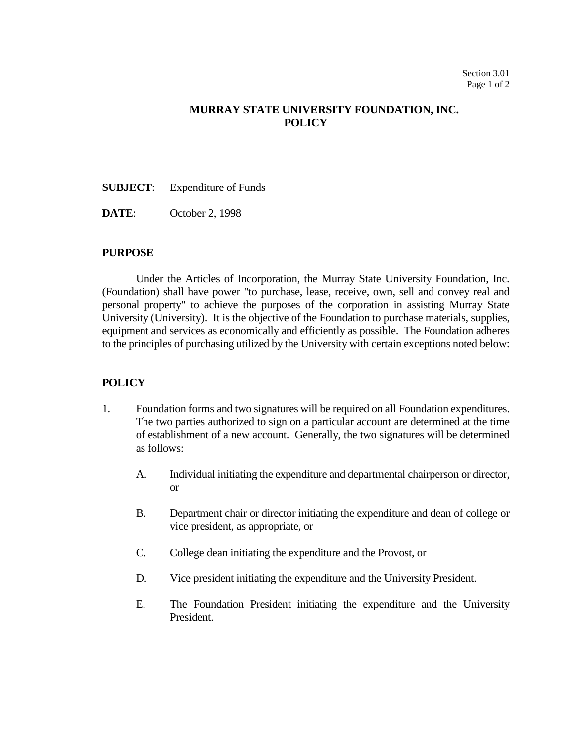# MURRAY STATE UNIVERSITY FOUNDATION, INC.
# POLICY

**SUBJECT**: Expenditure of Funds

**DATE**: October 2, 1998

## PURPOSE

Under the Articles of Incorporation, the Murray State University Foundation, Inc. (Foundation) shall have power "to purchase, lease, receive, own, sell and convey real and personal property" to achieve the purposes of the corporation in assisting Murray State University (University). It is the objective of the Foundation to purchase materials, supplies, equipment and services as economically and efficiently as possible. The Foundation adheres to the principles of purchasing utilized by the University with certain exceptions noted below:

## POLICY

1. Foundation forms and two signatures will be required on all Foundation expenditures. The two parties authorized to sign on a particular account are determined at the time of establishment of a new account. Generally, the two signatures will be determined as follows:

   A. Individual initiating the expenditure and departmental chairperson or director, or

   B. Department chair or director initiating the expenditure and dean of college or vice president, as appropriate, or

   C. College dean initiating the expenditure and the Provost, or

   D. Vice president initiating the expenditure and the University President.

   E. The Foundation President initiating the expenditure and the University President.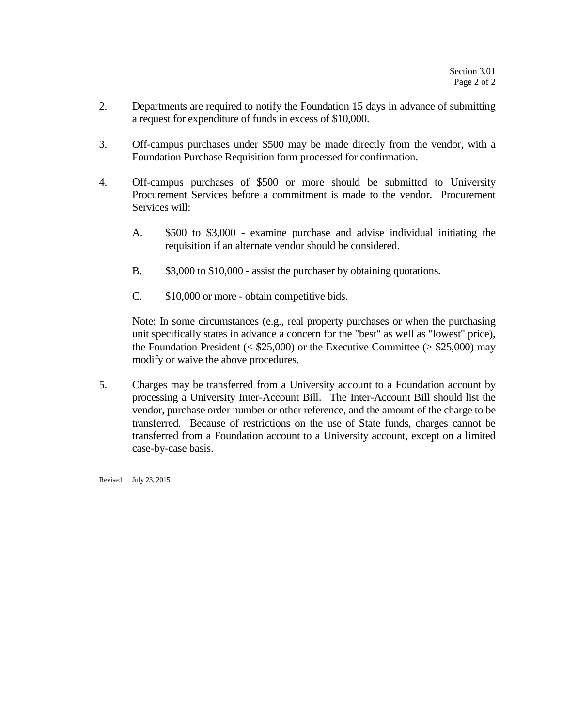2. Departments are required to notify the Foundation 15 days in advance of submitting a request for expenditure of funds in excess of $10,000.

3. Off-campus purchases under $500 may be made directly from the vendor, with a Foundation Purchase Requisition form processed for confirmation.

4. Off-campus purchases of $500 or more should be submitted to University Procurement Services before a commitment is made to the vendor. Procurement Services will:

   A. $500 to $3,000 - examine purchase and advise individual initiating the requisition if an alternate vendor should be considered.

   B. $3,000 to $10,000 - assist the purchaser by obtaining quotations.

   C. $10,000 or more - obtain competitive bids.

   Note: In some circumstances (e.g., real property purchases or when the purchasing unit specifically states in advance a concern for the "best" as well as "lowest" price), the Foundation President (< $25,000) or the Executive Committee (> $25,000) may modify or waive the above procedures.

5. Charges may be transferred from a University account to a Foundation account by processing a University Inter-Account Bill. The Inter-Account Bill should list the vendor, purchase order number or other reference, and the amount of the charge to be transferred. Because of restrictions on the use of State funds, charges cannot be transferred from a Foundation account to a University account, except on a limited case-by-case basis.

Revised July 23, 2015